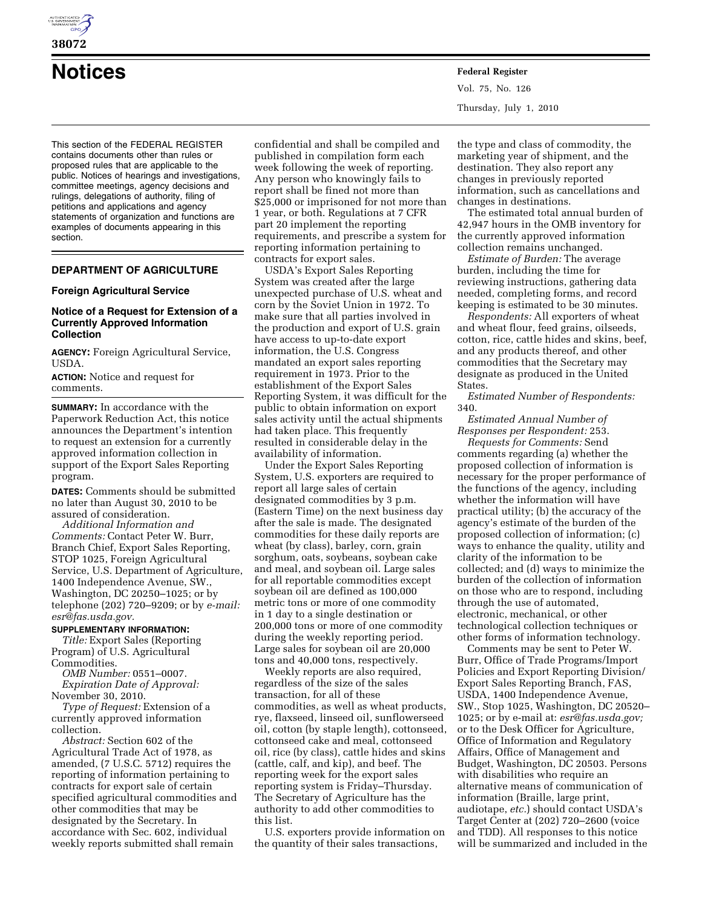# Notices

This section of the FEDERAL REGISTER contains documents other than rules or proposed rules that are applicable to the public. Notices of hearings and investigations, committee meetings, agency decisions and rulings, delegations of authority, filing of petitions and applications and agency statements of organization and functions are examples of documents appearing in this section.

## DEPARTMENT OF AGRICULTURE

### Foreign Agricultural Service

### Notice of a Request for Extension of a Currently Approved Information Collection

**AGENCY:** Foreign Agricultural Service, USDA.

**ACTION:** Notice and request for comments.

**SUMMARY:** In accordance with the Paperwork Reduction Act, this notice announces the Department's intention to request an extension for a currently approved information collection in support of the Export Sales Reporting program.

**DATES:** Comments should be submitted no later than August 30, 2010 to be assured of consideration.

*Additional Information and Comments:* Contact Peter W. Burr, Branch Chief, Export Sales Reporting, STOP 1025, Foreign Agricultural Service, U.S. Department of Agriculture, 1400 Independence Avenue, SW., Washington, DC 20250–1025; or by telephone (202) 720–9209; or by *e-mail: esr@fas.usda.gov.*

**SUPPLEMENTARY INFORMATION:**

*Title:* Export Sales (Reporting Program) of U.S. Agricultural Commodities.

*OMB Number:* 0551–0007.

*Expiration Date of Approval:* November 30, 2010.

*Type of Request:* Extension of a currently approved information collection.

*Abstract:* Section 602 of the Agricultural Trade Act of 1978, as amended, (7 U.S.C. 5712) requires the reporting of information pertaining to contracts for export sale of certain specified agricultural commodities and other commodities that may be designated by the Secretary. In accordance with Sec. 602, individual weekly reports submitted shall remain confidential and shall be compiled and published in compilation form each week following the week of reporting. Any person who knowingly fails to report shall be fined not more than $25,000 or imprisoned for not more than 1 year, or both. Regulations at 7 CFR part 20 implement the reporting requirements, and prescribe a system for reporting information pertaining to contracts for export sales.

USDA's Export Sales Reporting System was created after the large unexpected purchase of U.S. wheat and corn by the Soviet Union in 1972. To make sure that all parties involved in the production and export of U.S. grain have access to up-to-date export information, the U.S. Congress mandated an export sales reporting requirement in 1973. Prior to the establishment of the Export Sales Reporting System, it was difficult for the public to obtain information on export sales activity until the actual shipments had taken place. This frequently resulted in considerable delay in the availability of information.

Under the Export Sales Reporting System, U.S. exporters are required to report all large sales of certain designated commodities by 3 p.m. (Eastern Time) on the next business day after the sale is made. The designated commodities for these daily reports are wheat (by class), barley, corn, grain sorghum, oats, soybeans, soybean cake and meal, and soybean oil. Large sales for all reportable commodities except soybean oil are defined as 100,000 metric tons or more of one commodity in 1 day to a single destination or 200,000 tons or more of one commodity during the weekly reporting period. Large sales for soybean oil are 20,000 tons and 40,000 tons, respectively.

Weekly reports are also required, regardless of the size of the sales transaction, for all of these commodities, as well as wheat products, rye, flaxseed, linseed oil, sunflowerseed oil, cotton (by staple length), cottonseed, cottonseed cake and meal, cottonseed oil, rice (by class), cattle hides and skins (cattle, calf, and kip), and beef. The reporting week for the export sales reporting system is Friday–Thursday. The Secretary of Agriculture has the authority to add other commodities to this list.

U.S. exporters provide information on the quantity of their sales transactions, the type and class of commodity, the marketing year of shipment, and the destination. They also report any changes in previously reported information, such as cancellations and changes in destinations.

The estimated total annual burden of 42,947 hours in the OMB inventory for the currently approved information collection remains unchanged.

*Estimate of Burden:* The average burden, including the time for reviewing instructions, gathering data needed, completing forms, and record keeping is estimated to be 30 minutes.

*Respondents:* All exporters of wheat and wheat flour, feed grains, oilseeds, cotton, rice, cattle hides and skins, beef, and any products thereof, and other commodities that the Secretary may designate as produced in the United States.

*Estimated Number of Respondents:* 340.

*Estimated Annual Number of Responses per Respondent:* 253.

*Requests for Comments:* Send comments regarding (a) whether the proposed collection of information is necessary for the proper performance of the functions of the agency, including whether the information will have practical utility; (b) the accuracy of the agency's estimate of the burden of the proposed collection of information; (c) ways to enhance the quality, utility and clarity of the information to be collected; and (d) ways to minimize the burden of the collection of information on those who are to respond, including through the use of automated, electronic, mechanical, or other technological collection techniques or other forms of information technology.

Comments may be sent to Peter W. Burr, Office of Trade Programs/Import Policies and Export Reporting Division/Export Sales Reporting Branch, FAS, USDA, 1400 Independence Avenue, SW., Stop 1025, Washington, DC 20520–1025; or by e-mail at: *esr@fas.usda.gov;* or to the Desk Officer for Agriculture, Office of Information and Regulatory Affairs, Office of Management and Budget, Washington, DC 20503. Persons with disabilities who require an alternative means of communication of information (Braille, large print, audiotape, *etc.*) should contact USDA's Target Center at (202) 720–2600 (voice and TDD). All responses to this notice will be summarized and included in the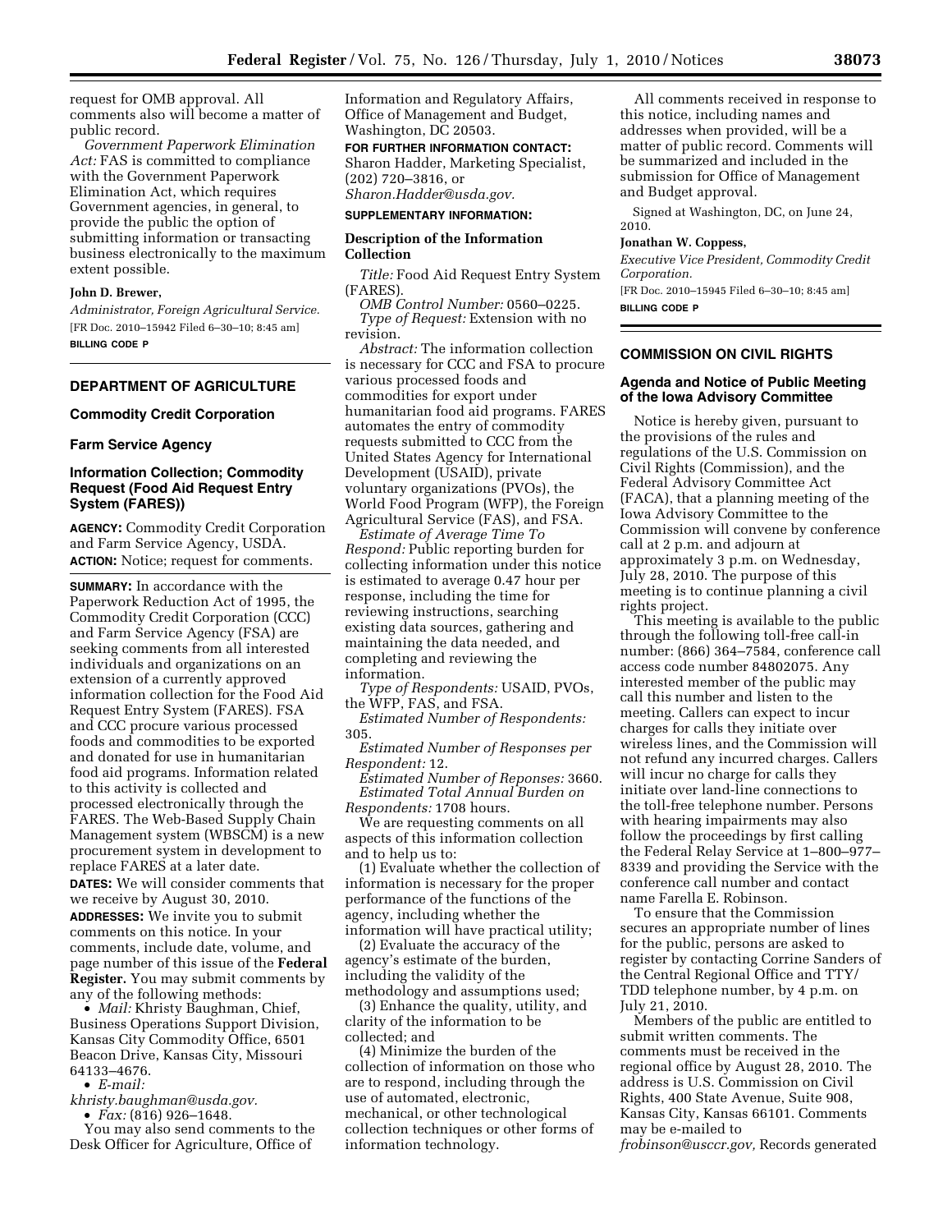request for OMB approval. All comments also will become a matter of public record.

*Government Paperwork Elimination Act:* FAS is committed to compliance with the Government Paperwork Elimination Act, which requires Government agencies, in general, to provide the public the option of submitting information or transacting business electronically to the maximum extent possible.

**John D. Brewer,**

*Administrator, Foreign Agricultural Service.*

[FR Doc. 2010–15942 Filed 6–30–10; 8:45 am]

**BILLING CODE P**

## DEPARTMENT OF AGRICULTURE

### Commodity Credit Corporation

### Farm Service Agency

### Information Collection; Commodity Request (Food Aid Request Entry System (FARES))

**AGENCY:** Commodity Credit Corporation and Farm Service Agency, USDA.

**ACTION:** Notice; request for comments.

**SUMMARY:** In accordance with the Paperwork Reduction Act of 1995, the Commodity Credit Corporation (CCC) and Farm Service Agency (FSA) are seeking comments from all interested individuals and organizations on an extension of a currently approved information collection for the Food Aid Request Entry System (FARES). FSA and CCC procure various processed foods and commodities to be exported and donated for use in humanitarian food aid programs. Information related to this activity is collected and processed electronically through the FARES. The Web-Based Supply Chain Management system (WBSCM) is a new procurement system in development to replace FARES at a later date.

**DATES:** We will consider comments that we receive by August 30, 2010.

**ADDRESSES:** We invite you to submit comments on this notice. In your comments, include date, volume, and page number of this issue of the **Federal Register.** You may submit comments by any of the following methods:

- *Mail:* Khristy Baughman, Chief, Business Operations Support Division, Kansas City Commodity Office, 6501 Beacon Drive, Kansas City, Missouri 64133–4676.
- *E-mail: khristy.baughman@usda.gov.*
- *Fax:* (816) 926–1648.

You may also send comments to the Desk Officer for Agriculture, Office of Information and Regulatory Affairs, Office of Management and Budget, Washington, DC 20503.

**FOR FURTHER INFORMATION CONTACT:** Sharon Hadder, Marketing Specialist, (202) 720–3816, or *Sharon.Hadder@usda.gov.*

**SUPPLEMENTARY INFORMATION:**

### Description of the Information Collection

*Title:* Food Aid Request Entry System (FARES).

*OMB Control Number:* 0560–0225.

*Type of Request:* Extension with no revision.

*Abstract:* The information collection is necessary for CCC and FSA to procure various processed foods and commodities for export under humanitarian food aid programs. FARES automates the entry of commodity requests submitted to CCC from the United States Agency for International Development (USAID), private voluntary organizations (PVOs), the World Food Program (WFP), the Foreign Agricultural Service (FAS), and FSA.

*Estimate of Average Time To Respond:* Public reporting burden for collecting information under this notice is estimated to average 0.47 hour per response, including the time for reviewing instructions, searching existing data sources, gathering and maintaining the data needed, and completing and reviewing the information.

*Type of Respondents:* USAID, PVOs, the WFP, FAS, and FSA.

*Estimated Number of Respondents:* 305.

*Estimated Number of Responses per Respondent:* 12.

*Estimated Number of Reponses:* 3660.

*Estimated Total Annual Burden on Respondents:* 1708 hours.

We are requesting comments on all aspects of this information collection and to help us to:

(1) Evaluate whether the collection of information is necessary for the proper performance of the functions of the agency, including whether the information will have practical utility;

(2) Evaluate the accuracy of the agency's estimate of the burden, including the validity of the methodology and assumptions used;

(3) Enhance the quality, utility, and clarity of the information to be collected; and

(4) Minimize the burden of the collection of information on those who are to respond, including through the use of automated, electronic, mechanical, or other technological collection techniques or other forms of information technology.

All comments received in response to this notice, including names and addresses when provided, will be a matter of public record. Comments will be summarized and included in the submission for Office of Management and Budget approval.

Signed at Washington, DC, on June 24, 2010.

**Jonathan W. Coppess,**

*Executive Vice President, Commodity Credit Corporation.*

[FR Doc. 2010–15945 Filed 6–30–10; 8:45 am]

**BILLING CODE P**

## COMMISSION ON CIVIL RIGHTS

### Agenda and Notice of Public Meeting of the Iowa Advisory Committee

Notice is hereby given, pursuant to the provisions of the rules and regulations of the U.S. Commission on Civil Rights (Commission), and the Federal Advisory Committee Act (FACA), that a planning meeting of the Iowa Advisory Committee to the Commission will convene by conference call at 2 p.m. and adjourn at approximately 3 p.m. on Wednesday, July 28, 2010. The purpose of this meeting is to continue planning a civil rights project.

This meeting is available to the public through the following toll-free call-in number: (866) 364–7584, conference call access code number 84802075. Any interested member of the public may call this number and listen to the meeting. Callers can expect to incur charges for calls they initiate over wireless lines, and the Commission will not refund any incurred charges. Callers will incur no charge for calls they initiate over land-line connections to the toll-free telephone number. Persons with hearing impairments may also follow the proceedings by first calling the Federal Relay Service at 1–800–977–8339 and providing the Service with the conference call number and contact name Farella E. Robinson.

To ensure that the Commission secures an appropriate number of lines for the public, persons are asked to register by contacting Corrine Sanders of the Central Regional Office and TTY/TDD telephone number, by 4 p.m. on July 21, 2010.

Members of the public are entitled to submit written comments. The comments must be received in the regional office by August 28, 2010. The address is U.S. Commission on Civil Rights, 400 State Avenue, Suite 908, Kansas City, Kansas 66101. Comments may be e-mailed to *frobinson@usccr.gov,* Records generated